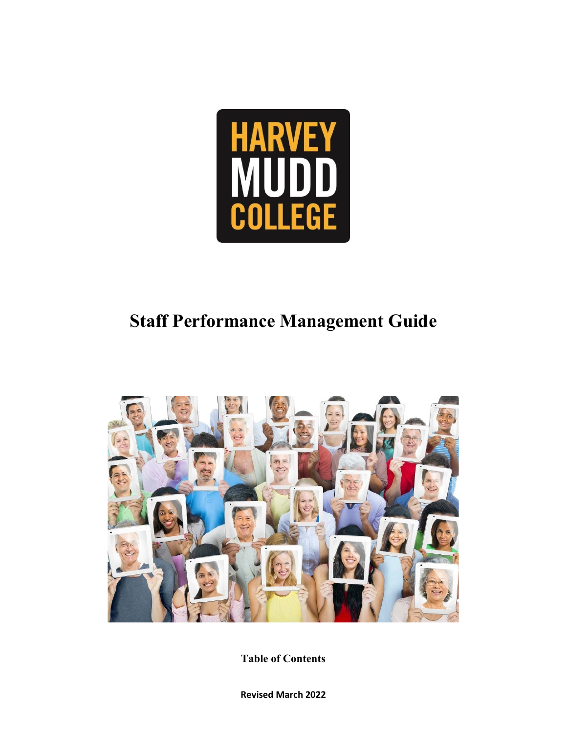HARVEY MUDD COLLEGE

# Staff Performance Management Guide

**Table of Contents**

**Revised March 2022**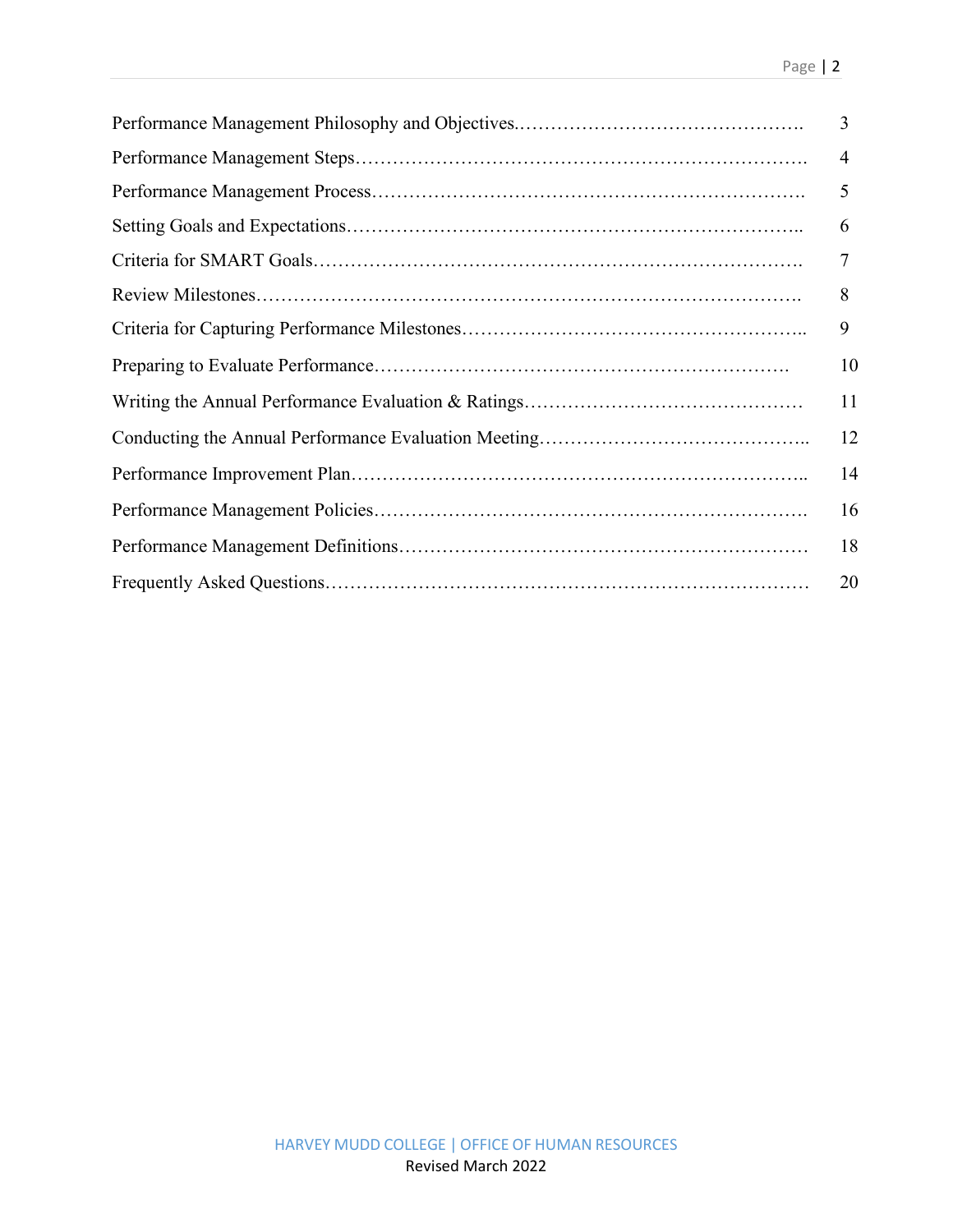| | |
|---|---|
| Performance Management Philosophy and Objectives.………………………………………. | 3 |
| Performance Management Steps………………………………………………………………. | 4 |
| Performance Management Process……………………………………………………………. | 5 |
| Setting Goals and Expectations……………………………………………………………….. | 6 |
| Criteria for SMART Goals……………………………………………………………………. | 7 |
| Review Milestones……………………………………………………………………….…. | 8 |
| Criteria for Capturing Performance Milestones……………………………………………….. | 9 |
| Preparing to Evaluate Performance…………………………………………………………. | 10 |
| Writing the Annual Performance Evaluation & Ratings……………………………………… | 11 |
| Conducting the Annual Performance Evaluation Meeting…………………………………….. | 12 |
| Performance Improvement Plan……………………………………………………………….. | 14 |
| Performance Management Policies……………………………………………………………. | 16 |
| Performance Management Definitions………………………………………………………… | 18 |
| Frequently Asked Questions…………………………………………………………………… | 20 |

HARVEY MUDD COLLEGE | OFFICE OF HUMAN RESOURCES
Revised March 2022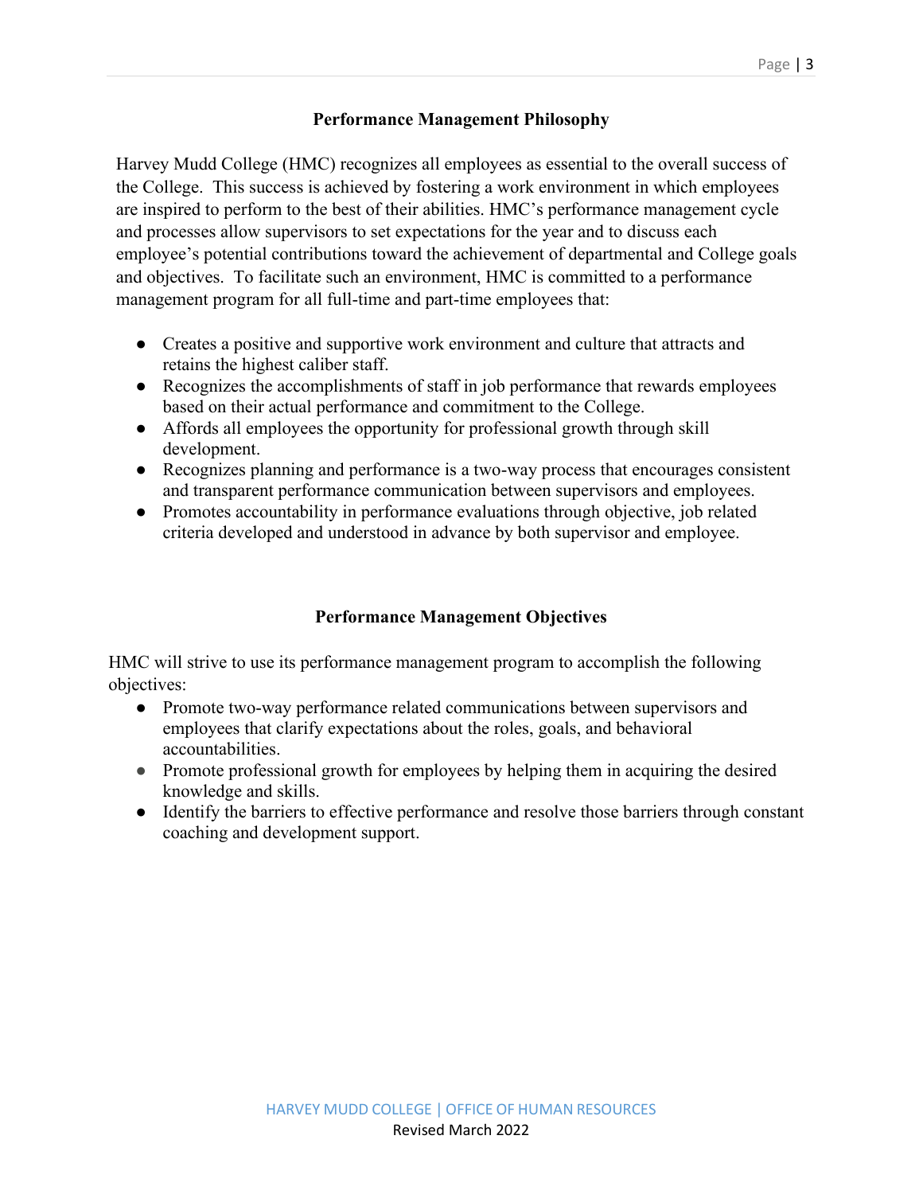## Performance Management Philosophy

Harvey Mudd College (HMC) recognizes all employees as essential to the overall success of the College. This success is achieved by fostering a work environment in which employees are inspired to perform to the best of their abilities. HMC's performance management cycle and processes allow supervisors to set expectations for the year and to discuss each employee's potential contributions toward the achievement of departmental and College goals and objectives. To facilitate such an environment, HMC is committed to a performance management program for all full-time and part-time employees that:

- Creates a positive and supportive work environment and culture that attracts and retains the highest caliber staff.
- Recognizes the accomplishments of staff in job performance that rewards employees based on their actual performance and commitment to the College.
- Affords all employees the opportunity for professional growth through skill development.
- Recognizes planning and performance is a two-way process that encourages consistent and transparent performance communication between supervisors and employees.
- Promotes accountability in performance evaluations through objective, job related criteria developed and understood in advance by both supervisor and employee.

## Performance Management Objectives

HMC will strive to use its performance management program to accomplish the following objectives:

- Promote two-way performance related communications between supervisors and employees that clarify expectations about the roles, goals, and behavioral accountabilities.
- Promote professional growth for employees by helping them in acquiring the desired knowledge and skills.
- Identify the barriers to effective performance and resolve those barriers through constant coaching and development support.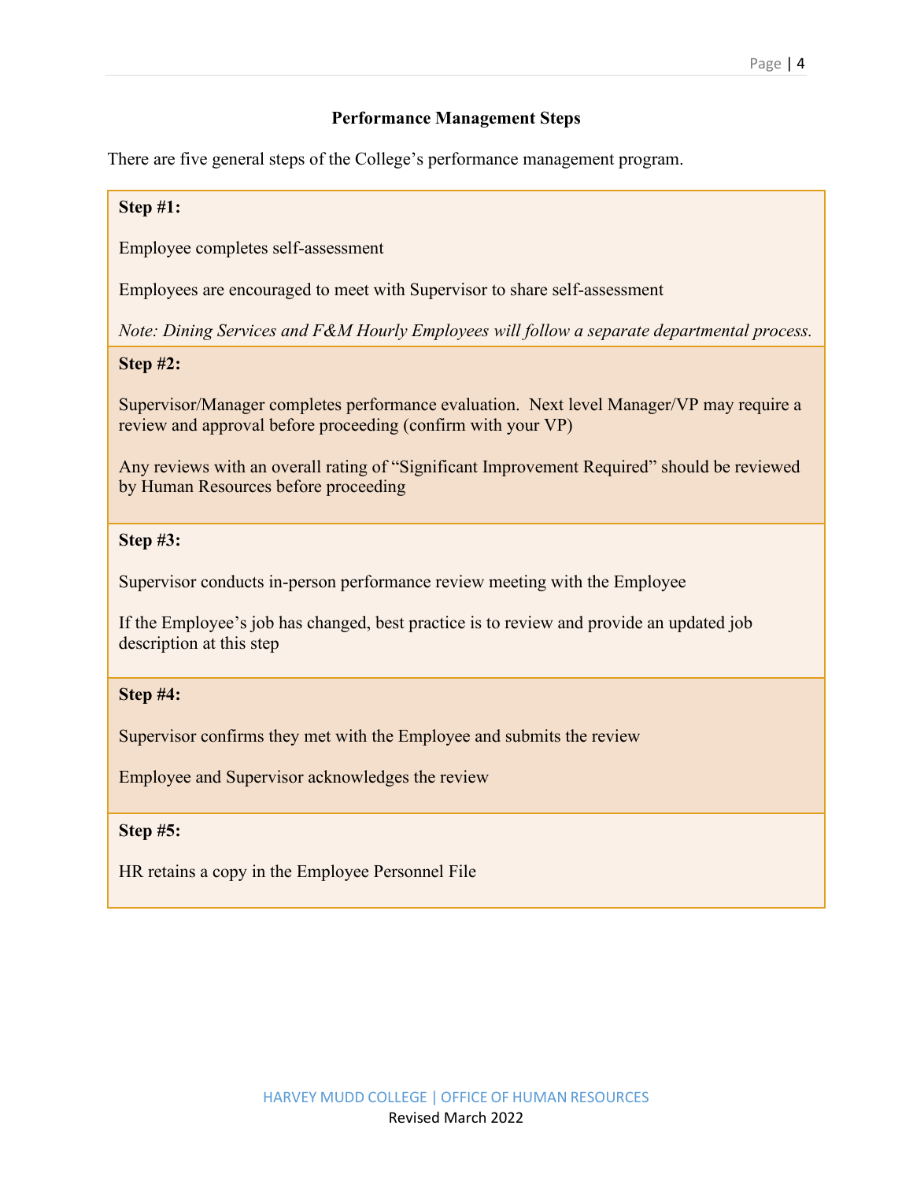## Performance Management Steps

There are five general steps of the College's performance management program.

**Step #1:**

Employee completes self-assessment

Employees are encouraged to meet with Supervisor to share self-assessment

*Note: Dining Services and F&M Hourly Employees will follow a separate departmental process.*

**Step #2:**

Supervisor/Manager completes performance evaluation. Next level Manager/VP may require a review and approval before proceeding (confirm with your VP)

Any reviews with an overall rating of "Significant Improvement Required" should be reviewed by Human Resources before proceeding

**Step #3:**

Supervisor conducts in-person performance review meeting with the Employee

If the Employee's job has changed, best practice is to review and provide an updated job description at this step

**Step #4:**

Supervisor confirms they met with the Employee and submits the review

Employee and Supervisor acknowledges the review

**Step #5:**

HR retains a copy in the Employee Personnel File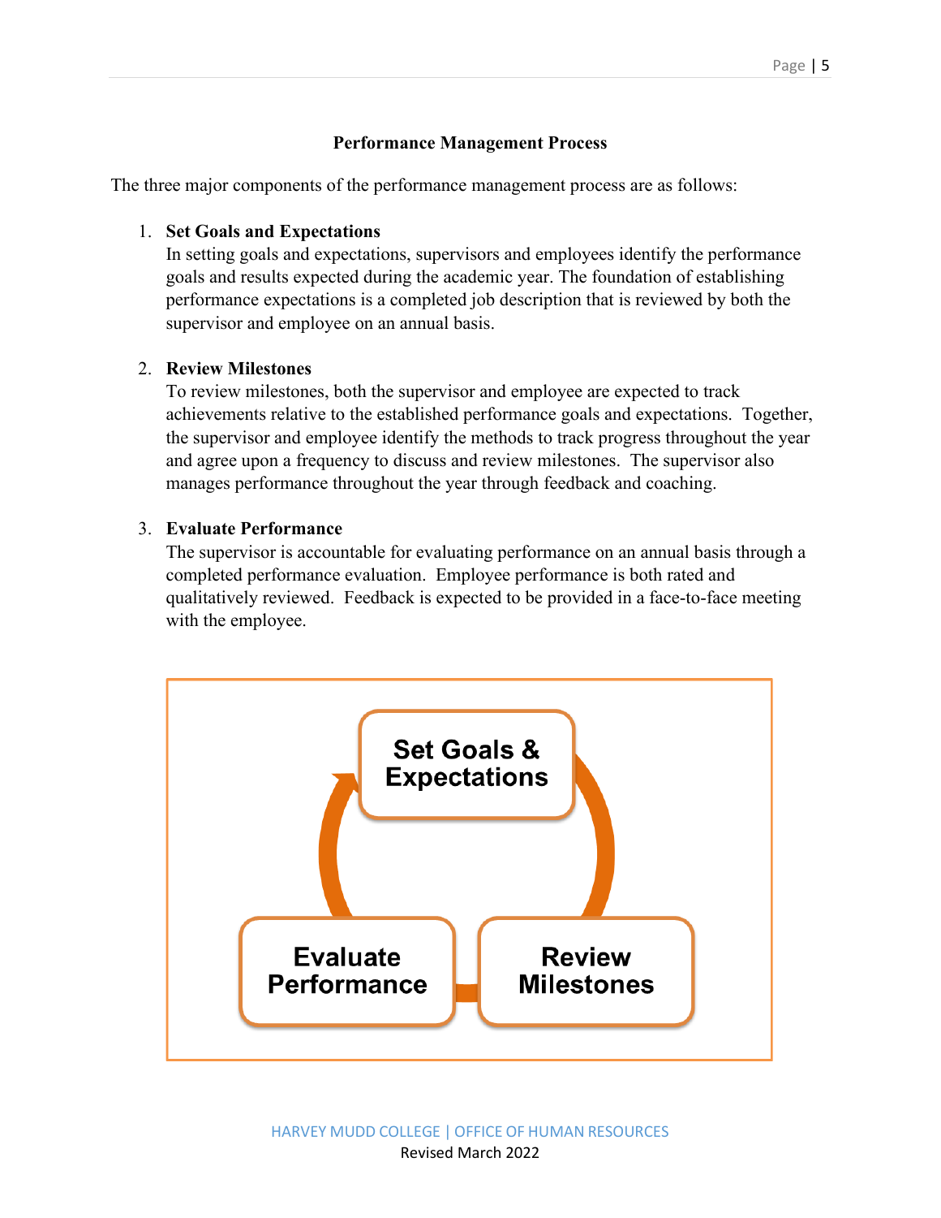## Performance Management Process

The three major components of the performance management process are as follows:

1. **Set Goals and Expectations**
   In setting goals and expectations, supervisors and employees identify the performance goals and results expected during the academic year. The foundation of establishing performance expectations is a completed job description that is reviewed by both the supervisor and employee on an annual basis.

2. **Review Milestones**
   To review milestones, both the supervisor and employee are expected to track achievements relative to the established performance goals and expectations. Together, the supervisor and employee identify the methods to track progress throughout the year and agree upon a frequency to discuss and review milestones. The supervisor also manages performance throughout the year through feedback and coaching.

3. **Evaluate Performance**
   The supervisor is accountable for evaluating performance on an annual basis through a completed performance evaluation. Employee performance is both rated and qualitatively reviewed. Feedback is expected to be provided in a face-to-face meeting with the employee.

Set Goals & Expectations → Review Milestones → Evaluate Performance → Set Goals & Expectations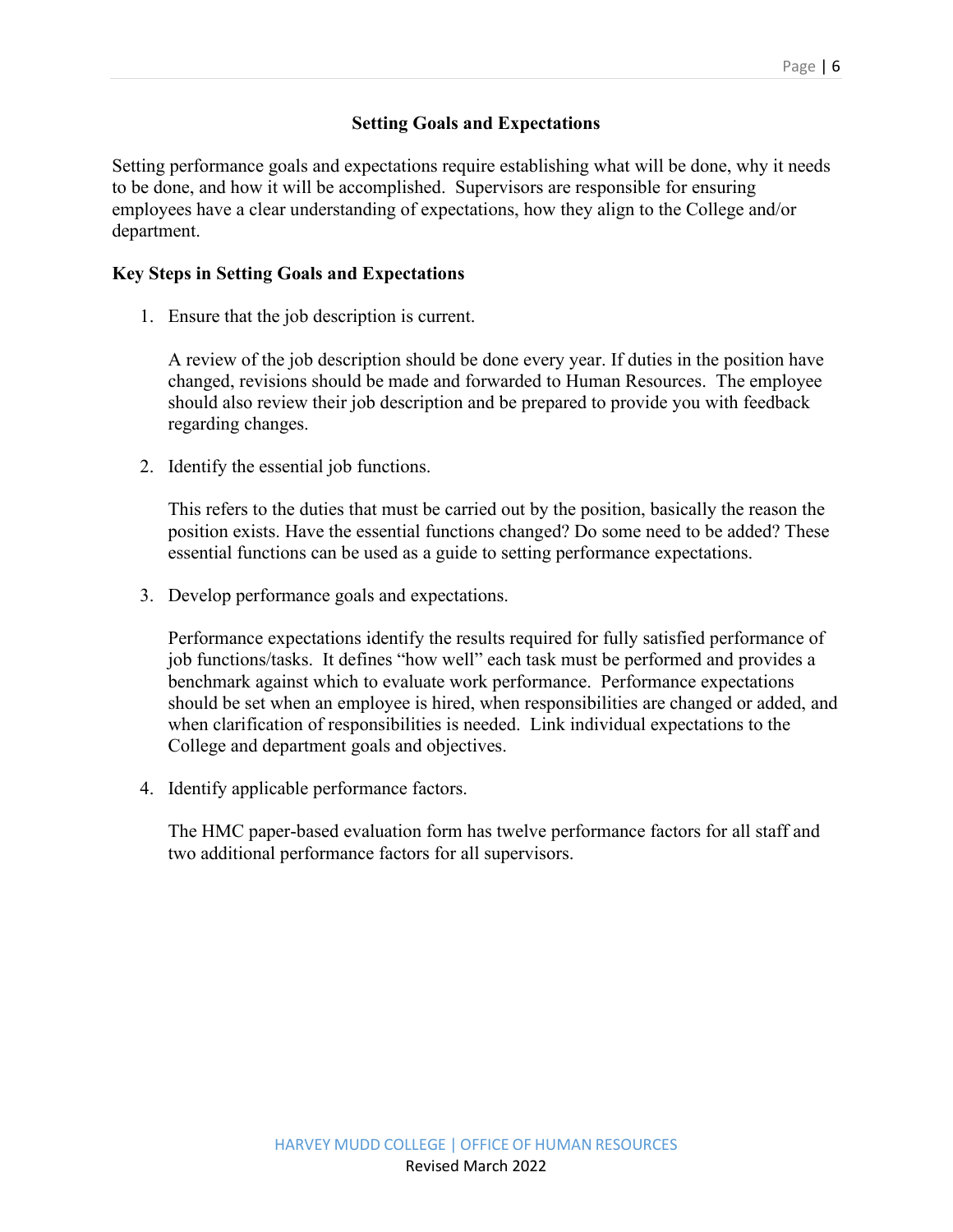## Setting Goals and Expectations

Setting performance goals and expectations require establishing what will be done, why it needs to be done, and how it will be accomplished. Supervisors are responsible for ensuring employees have a clear understanding of expectations, how they align to the College and/or department.

### Key Steps in Setting Goals and Expectations

1. Ensure that the job description is current.

   A review of the job description should be done every year. If duties in the position have changed, revisions should be made and forwarded to Human Resources. The employee should also review their job description and be prepared to provide you with feedback regarding changes.

2. Identify the essential job functions.

   This refers to the duties that must be carried out by the position, basically the reason the position exists. Have the essential functions changed? Do some need to be added? These essential functions can be used as a guide to setting performance expectations.

3. Develop performance goals and expectations.

   Performance expectations identify the results required for fully satisfied performance of job functions/tasks. It defines "how well" each task must be performed and provides a benchmark against which to evaluate work performance. Performance expectations should be set when an employee is hired, when responsibilities are changed or added, and when clarification of responsibilities is needed. Link individual expectations to the College and department goals and objectives.

4. Identify applicable performance factors.

   The HMC paper-based evaluation form has twelve performance factors for all staff and two additional performance factors for all supervisors.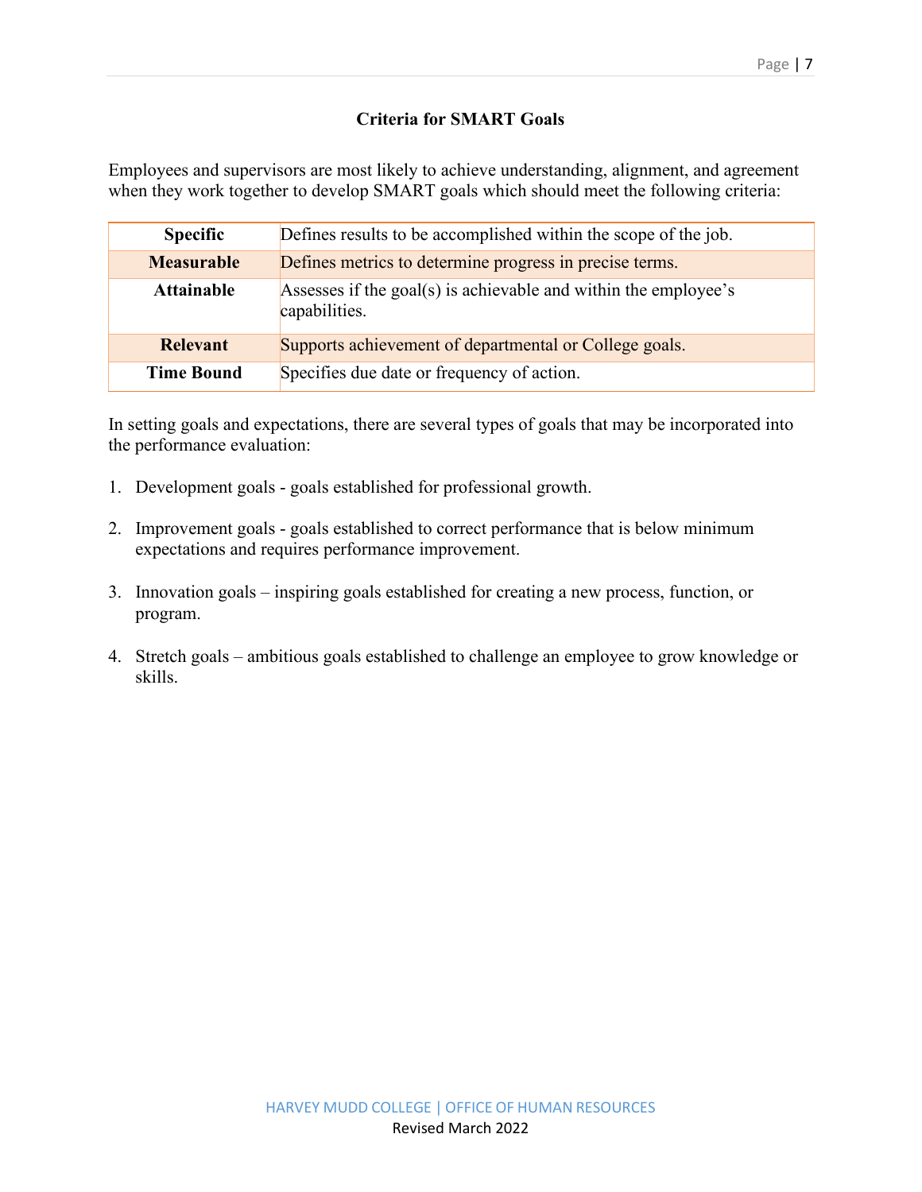## Criteria for SMART Goals

Employees and supervisors are most likely to achieve understanding, alignment, and agreement when they work together to develop SMART goals which should meet the following criteria:

| | |
|---|---|
| **Specific** | Defines results to be accomplished within the scope of the job. |
| **Measurable** | Defines metrics to determine progress in precise terms. |
| **Attainable** | Assesses if the goal(s) is achievable and within the employee's capabilities. |
| **Relevant** | Supports achievement of departmental or College goals. |
| **Time Bound** | Specifies due date or frequency of action. |

In setting goals and expectations, there are several types of goals that may be incorporated into the performance evaluation:

1. Development goals - goals established for professional growth.

2. Improvement goals - goals established to correct performance that is below minimum expectations and requires performance improvement.

3. Innovation goals – inspiring goals established for creating a new process, function, or program.

4. Stretch goals – ambitious goals established to challenge an employee to grow knowledge or skills.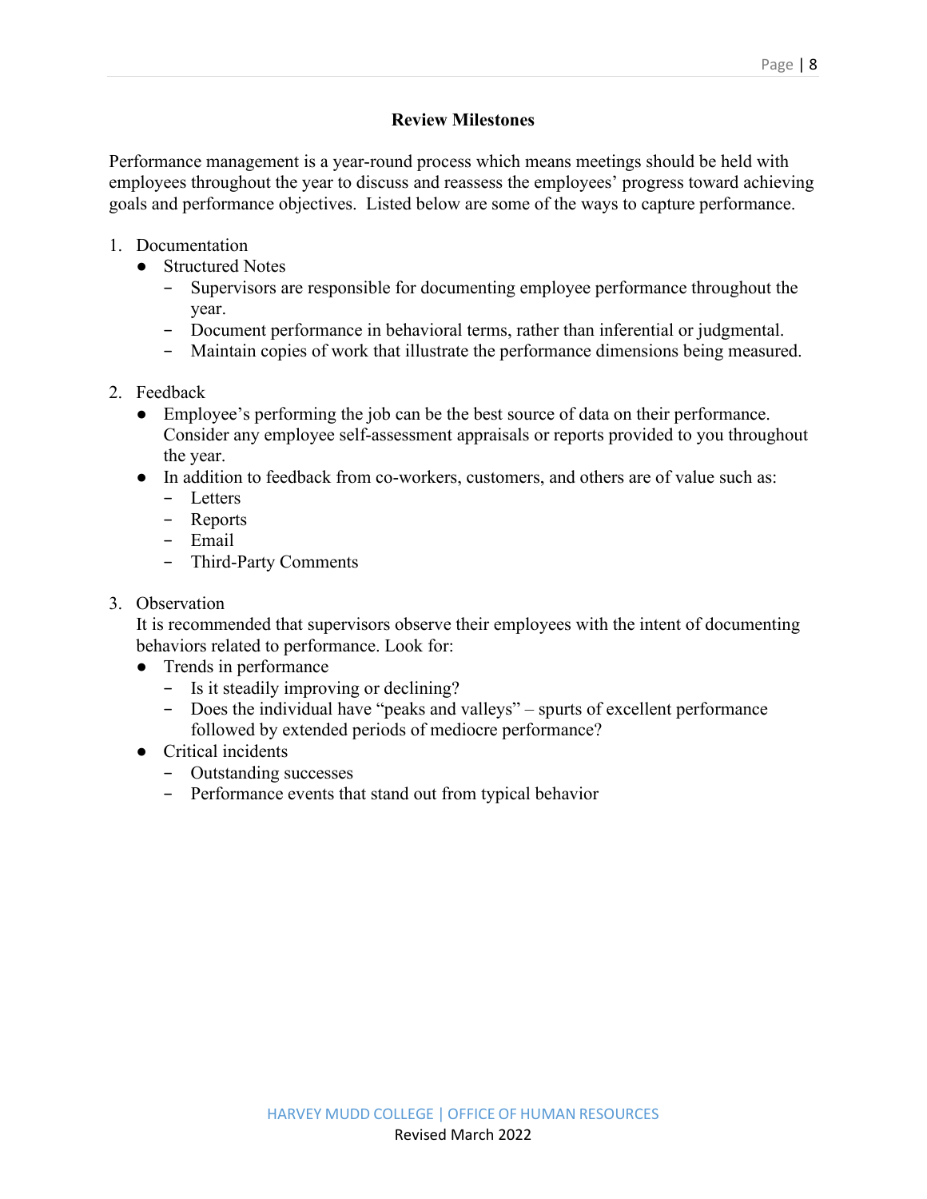## Review Milestones

Performance management is a year-round process which means meetings should be held with employees throughout the year to discuss and reassess the employees' progress toward achieving goals and performance objectives. Listed below are some of the ways to capture performance.

1. Documentation
   - Structured Notes
     - Supervisors are responsible for documenting employee performance throughout the year.
     - Document performance in behavioral terms, rather than inferential or judgmental.
     - Maintain copies of work that illustrate the performance dimensions being measured.

2. Feedback
   - Employee's performing the job can be the best source of data on their performance. Consider any employee self-assessment appraisals or reports provided to you throughout the year.
   - In addition to feedback from co-workers, customers, and others are of value such as:
     - Letters
     - Reports
     - Email
     - Third-Party Comments

3. Observation

   It is recommended that supervisors observe their employees with the intent of documenting behaviors related to performance. Look for:
   - Trends in performance
     - Is it steadily improving or declining?
     - Does the individual have "peaks and valleys" – spurts of excellent performance followed by extended periods of mediocre performance?
   - Critical incidents
     - Outstanding successes
     - Performance events that stand out from typical behavior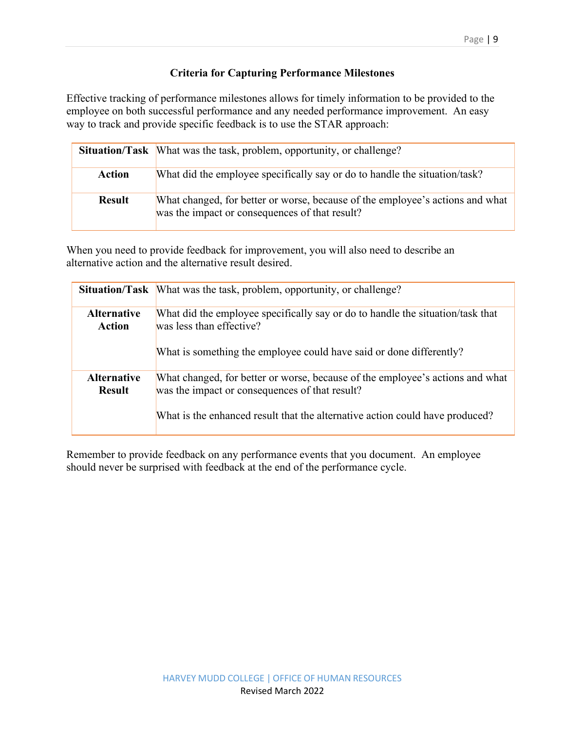### Criteria for Capturing Performance Milestones

Effective tracking of performance milestones allows for timely information to be provided to the employee on both successful performance and any needed performance improvement. An easy way to track and provide specific feedback is to use the STAR approach:

| | |
|---|---|
| **Situation/Task** | What was the task, problem, opportunity, or challenge? |
| **Action** | What did the employee specifically say or do to handle the situation/task? |
| **Result** | What changed, for better or worse, because of the employee's actions and what was the impact or consequences of that result? |

When you need to provide feedback for improvement, you will also need to describe an alternative action and the alternative result desired.

| | |
|---|---|
| **Situation/Task** | What was the task, problem, opportunity, or challenge? |
| **Alternative Action** | What did the employee specifically say or do to handle the situation/task that was less than effective?<br><br>What is something the employee could have said or done differently? |
| **Alternative Result** | What changed, for better or worse, because of the employee's actions and what was the impact or consequences of that result?<br><br>What is the enhanced result that the alternative action could have produced? |

Remember to provide feedback on any performance events that you document. An employee should never be surprised with feedback at the end of the performance cycle.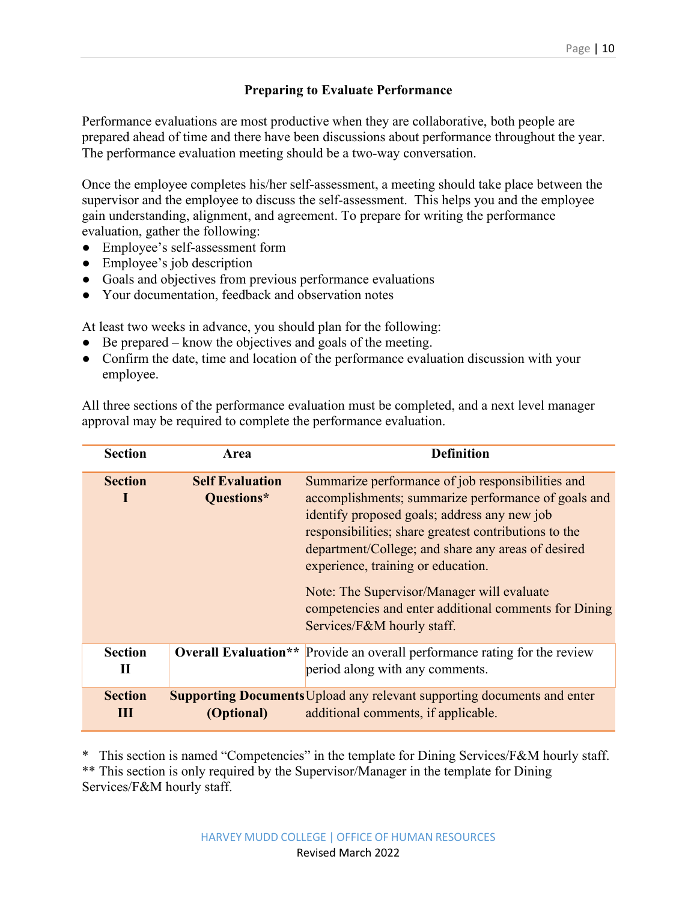## Preparing to Evaluate Performance

Performance evaluations are most productive when they are collaborative, both people are prepared ahead of time and there have been discussions about performance throughout the year. The performance evaluation meeting should be a two-way conversation.

Once the employee completes his/her self-assessment, a meeting should take place between the supervisor and the employee to discuss the self-assessment. This helps you and the employee gain understanding, alignment, and agreement. To prepare for writing the performance evaluation, gather the following:

- Employee's self-assessment form
- Employee's job description
- Goals and objectives from previous performance evaluations
- Your documentation, feedback and observation notes

At least two weeks in advance, you should plan for the following:

- Be prepared – know the objectives and goals of the meeting.
- Confirm the date, time and location of the performance evaluation discussion with your employee.

All three sections of the performance evaluation must be completed, and a next level manager approval may be required to complete the performance evaluation.

| Section | Area | Definition |
|---|---|---|
| **Section I** | **Self Evaluation Questions*** | Summarize performance of job responsibilities and accomplishments; summarize performance of goals and identify proposed goals; address any new job responsibilities; share greatest contributions to the department/College; and share any areas of desired experience, training or education.<br><br>Note: The Supervisor/Manager will evaluate competencies and enter additional comments for Dining Services/F&M hourly staff. |
| **Section II** | **Overall Evaluation**** | Provide an overall performance rating for the review period along with any comments. |
| **Section III** | **Supporting Documents (Optional)** | Upload any relevant supporting documents and enter additional comments, if applicable. |

\* This section is named "Competencies" in the template for Dining Services/F&M hourly staff.
** This section is only required by the Supervisor/Manager in the template for Dining Services/F&M hourly staff.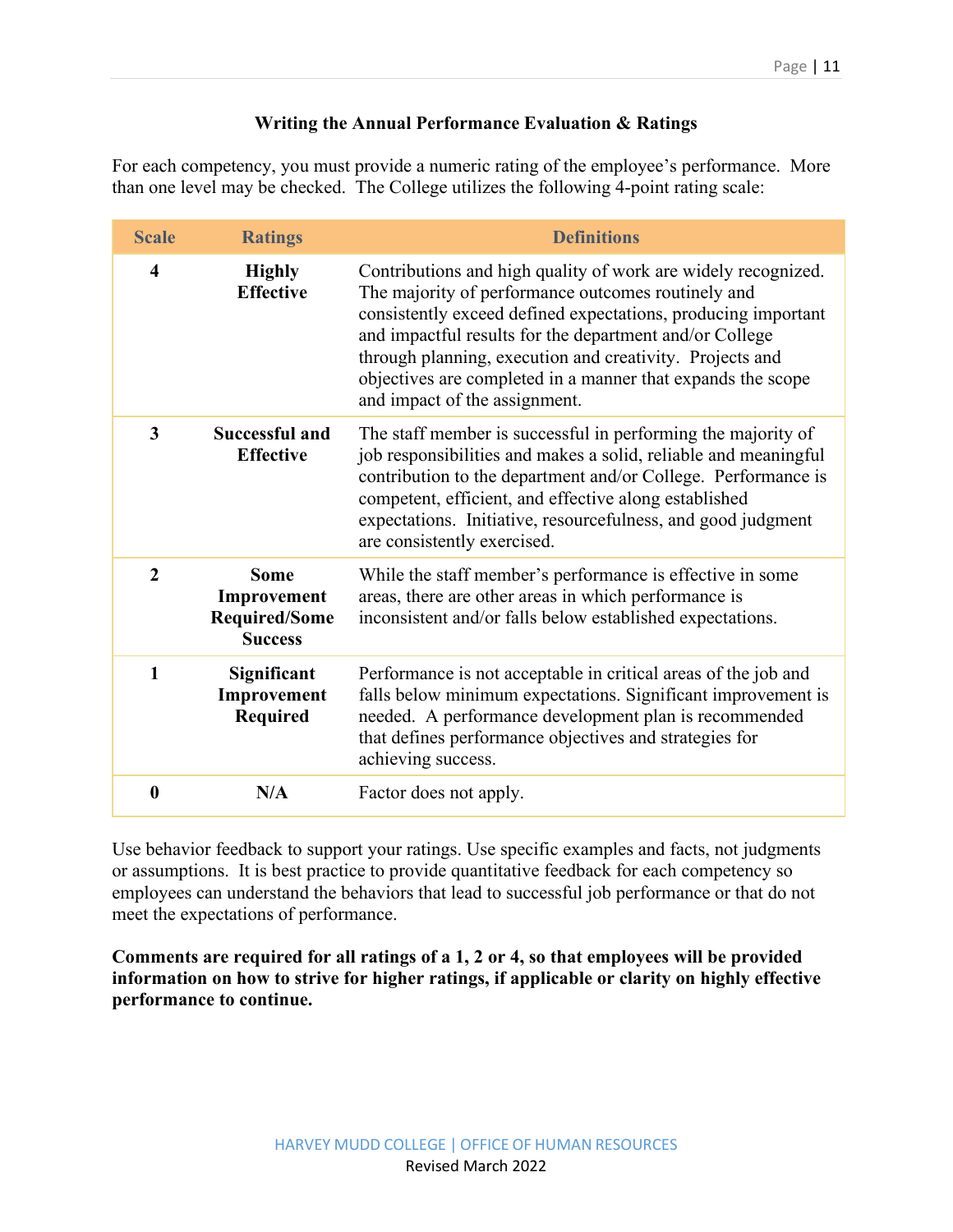## Writing the Annual Performance Evaluation & Ratings

For each competency, you must provide a numeric rating of the employee's performance. More than one level may be checked. The College utilizes the following 4-point rating scale:

| Scale | Ratings | Definitions |
|---|---|---|
| 4 | **Highly Effective** | Contributions and high quality of work are widely recognized. The majority of performance outcomes routinely and consistently exceed defined expectations, producing important and impactful results for the department and/or College through planning, execution and creativity. Projects and objectives are completed in a manner that expands the scope and impact of the assignment. |
| 3 | **Successful and Effective** | The staff member is successful in performing the majority of job responsibilities and makes a solid, reliable and meaningful contribution to the department and/or College. Performance is competent, efficient, and effective along established expectations. Initiative, resourcefulness, and good judgment are consistently exercised. |
| 2 | **Some Improvement Required/Some Success** | While the staff member's performance is effective in some areas, there are other areas in which performance is inconsistent and/or falls below established expectations. |
| 1 | **Significant Improvement Required** | Performance is not acceptable in critical areas of the job and falls below minimum expectations. Significant improvement is needed. A performance development plan is recommended that defines performance objectives and strategies for achieving success. |
| 0 | **N/A** | Factor does not apply. |

Use behavior feedback to support your ratings. Use specific examples and facts, not judgments or assumptions. It is best practice to provide quantitative feedback for each competency so employees can understand the behaviors that lead to successful job performance or that do not meet the expectations of performance.

**Comments are required for all ratings of a 1, 2 or 4, so that employees will be provided information on how to strive for higher ratings, if applicable or clarity on highly effective performance to continue.**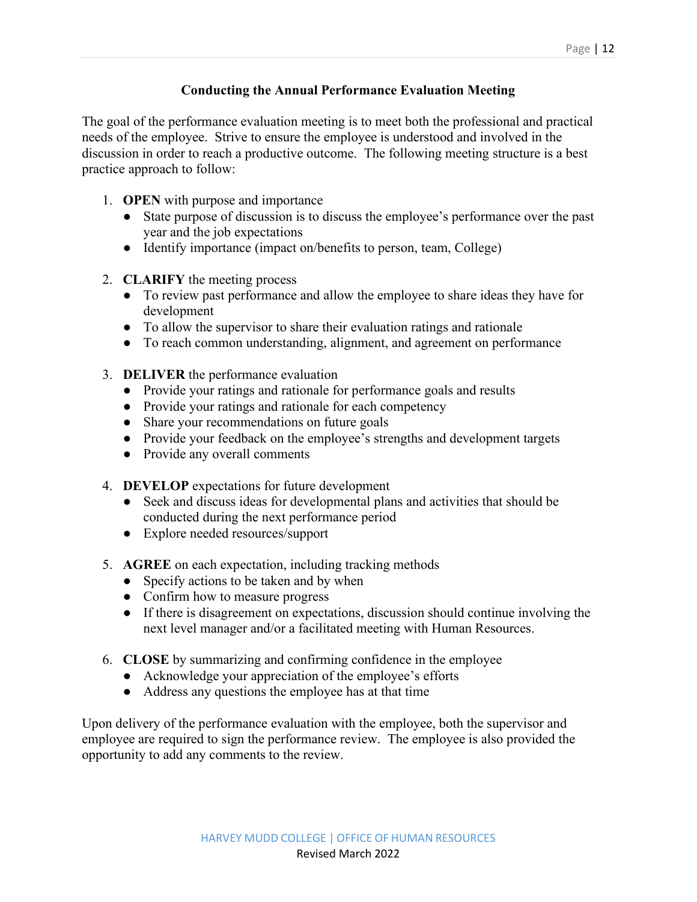## Conducting the Annual Performance Evaluation Meeting

The goal of the performance evaluation meeting is to meet both the professional and practical needs of the employee. Strive to ensure the employee is understood and involved in the discussion in order to reach a productive outcome. The following meeting structure is a best practice approach to follow:

1. **OPEN** with purpose and importance
   - State purpose of discussion is to discuss the employee's performance over the past year and the job expectations
   - Identify importance (impact on/benefits to person, team, College)

2. **CLARIFY** the meeting process
   - To review past performance and allow the employee to share ideas they have for development
   - To allow the supervisor to share their evaluation ratings and rationale
   - To reach common understanding, alignment, and agreement on performance

3. **DELIVER** the performance evaluation
   - Provide your ratings and rationale for performance goals and results
   - Provide your ratings and rationale for each competency
   - Share your recommendations on future goals
   - Provide your feedback on the employee's strengths and development targets
   - Provide any overall comments

4. **DEVELOP** expectations for future development
   - Seek and discuss ideas for developmental plans and activities that should be conducted during the next performance period
   - Explore needed resources/support

5. **AGREE** on each expectation, including tracking methods
   - Specify actions to be taken and by when
   - Confirm how to measure progress
   - If there is disagreement on expectations, discussion should continue involving the next level manager and/or a facilitated meeting with Human Resources.

6. **CLOSE** by summarizing and confirming confidence in the employee
   - Acknowledge your appreciation of the employee's efforts
   - Address any questions the employee has at that time

Upon delivery of the performance evaluation with the employee, both the supervisor and employee are required to sign the performance review. The employee is also provided the opportunity to add any comments to the review.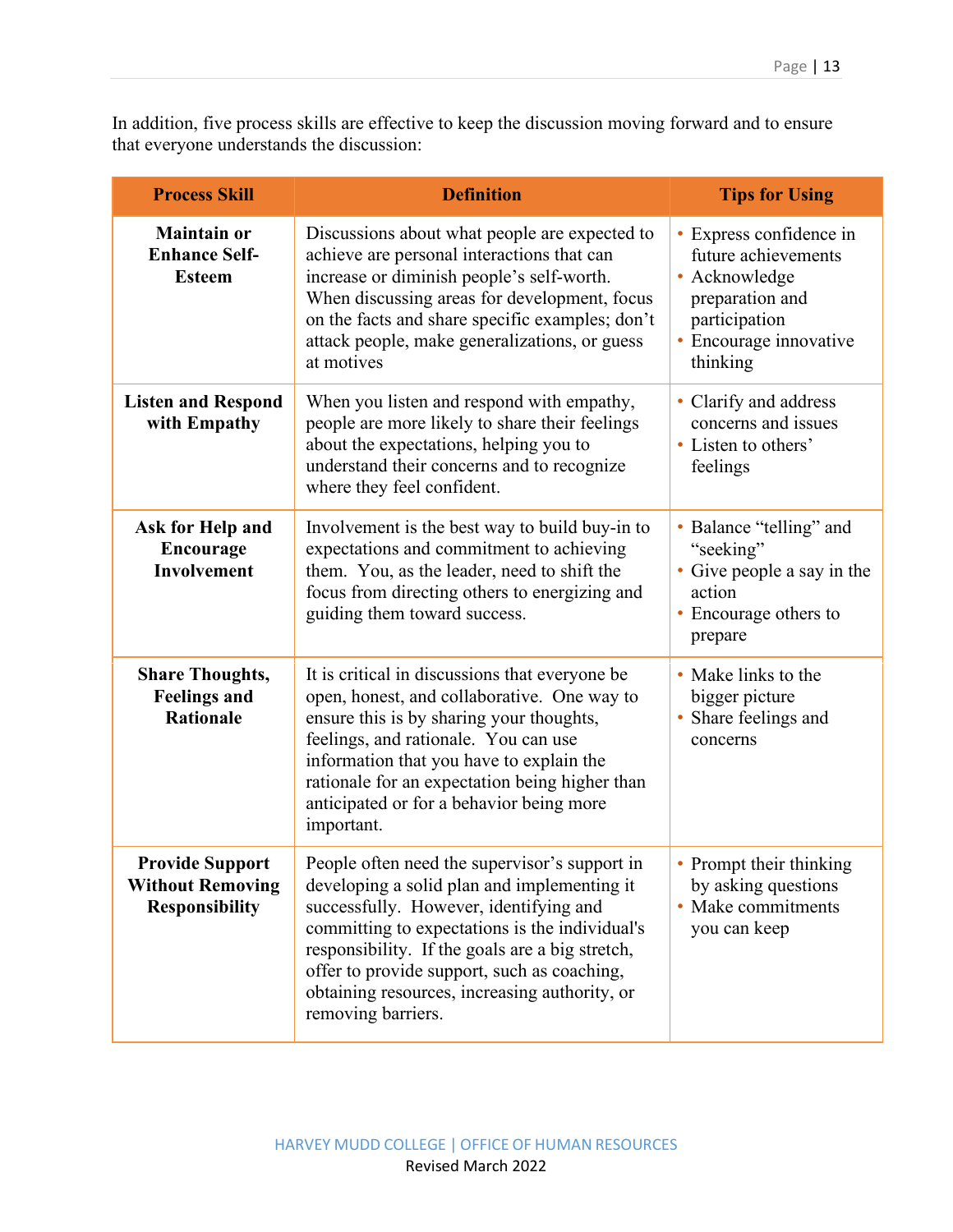In addition, five process skills are effective to keep the discussion moving forward and to ensure that everyone understands the discussion:

| Process Skill | Definition | Tips for Using |
|---|---|---|
| **Maintain or Enhance Self-Esteem** | Discussions about what people are expected to achieve are personal interactions that can increase or diminish people's self-worth. When discussing areas for development, focus on the facts and share specific examples; don't attack people, make generalizations, or guess at motives | • Express confidence in future achievements<br>• Acknowledge preparation and participation<br>• Encourage innovative thinking |
| **Listen and Respond with Empathy** | When you listen and respond with empathy, people are more likely to share their feelings about the expectations, helping you to understand their concerns and to recognize where they feel confident. | • Clarify and address concerns and issues<br>• Listen to others' feelings |
| **Ask for Help and Encourage Involvement** | Involvement is the best way to build buy-in to expectations and commitment to achieving them. You, as the leader, need to shift the focus from directing others to energizing and guiding them toward success. | • Balance "telling" and "seeking"<br>• Give people a say in the action<br>• Encourage others to prepare |
| **Share Thoughts, Feelings and Rationale** | It is critical in discussions that everyone be open, honest, and collaborative. One way to ensure this is by sharing your thoughts, feelings, and rationale. You can use information that you have to explain the rationale for an expectation being higher than anticipated or for a behavior being more important. | • Make links to the bigger picture<br>• Share feelings and concerns |
| **Provide Support Without Removing Responsibility** | People often need the supervisor's support in developing a solid plan and implementing it successfully. However, identifying and committing to expectations is the individual's responsibility. If the goals are a big stretch, offer to provide support, such as coaching, obtaining resources, increasing authority, or removing barriers. | • Prompt their thinking by asking questions<br>• Make commitments you can keep |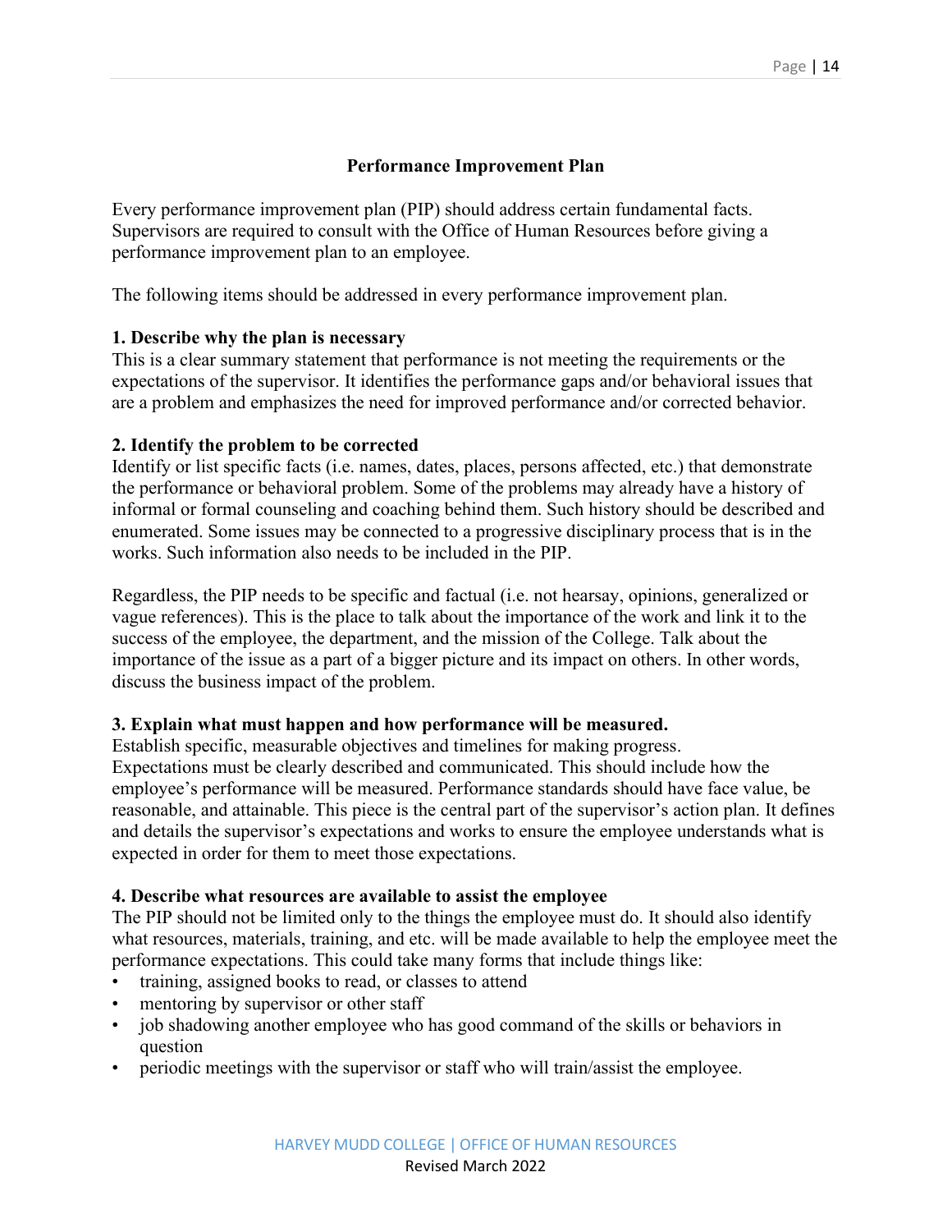## Performance Improvement Plan

Every performance improvement plan (PIP) should address certain fundamental facts. Supervisors are required to consult with the Office of Human Resources before giving a performance improvement plan to an employee.

The following items should be addressed in every performance improvement plan.

**1. Describe why the plan is necessary**
This is a clear summary statement that performance is not meeting the requirements or the expectations of the supervisor. It identifies the performance gaps and/or behavioral issues that are a problem and emphasizes the need for improved performance and/or corrected behavior.

**2. Identify the problem to be corrected**
Identify or list specific facts (i.e. names, dates, places, persons affected, etc.) that demonstrate the performance or behavioral problem. Some of the problems may already have a history of informal or formal counseling and coaching behind them. Such history should be described and enumerated. Some issues may be connected to a progressive disciplinary process that is in the works. Such information also needs to be included in the PIP.

Regardless, the PIP needs to be specific and factual (i.e. not hearsay, opinions, generalized or vague references). This is the place to talk about the importance of the work and link it to the success of the employee, the department, and the mission of the College. Talk about the importance of the issue as a part of a bigger picture and its impact on others. In other words, discuss the business impact of the problem.

**3. Explain what must happen and how performance will be measured.**
Establish specific, measurable objectives and timelines for making progress.
Expectations must be clearly described and communicated. This should include how the employee's performance will be measured. Performance standards should have face value, be reasonable, and attainable. This piece is the central part of the supervisor's action plan. It defines and details the supervisor's expectations and works to ensure the employee understands what is expected in order for them to meet those expectations.

**4. Describe what resources are available to assist the employee**
The PIP should not be limited only to the things the employee must do. It should also identify what resources, materials, training, and etc. will be made available to help the employee meet the performance expectations. This could take many forms that include things like:

- training, assigned books to read, or classes to attend
- mentoring by supervisor or other staff
- job shadowing another employee who has good command of the skills or behaviors in question
- periodic meetings with the supervisor or staff who will train/assist the employee.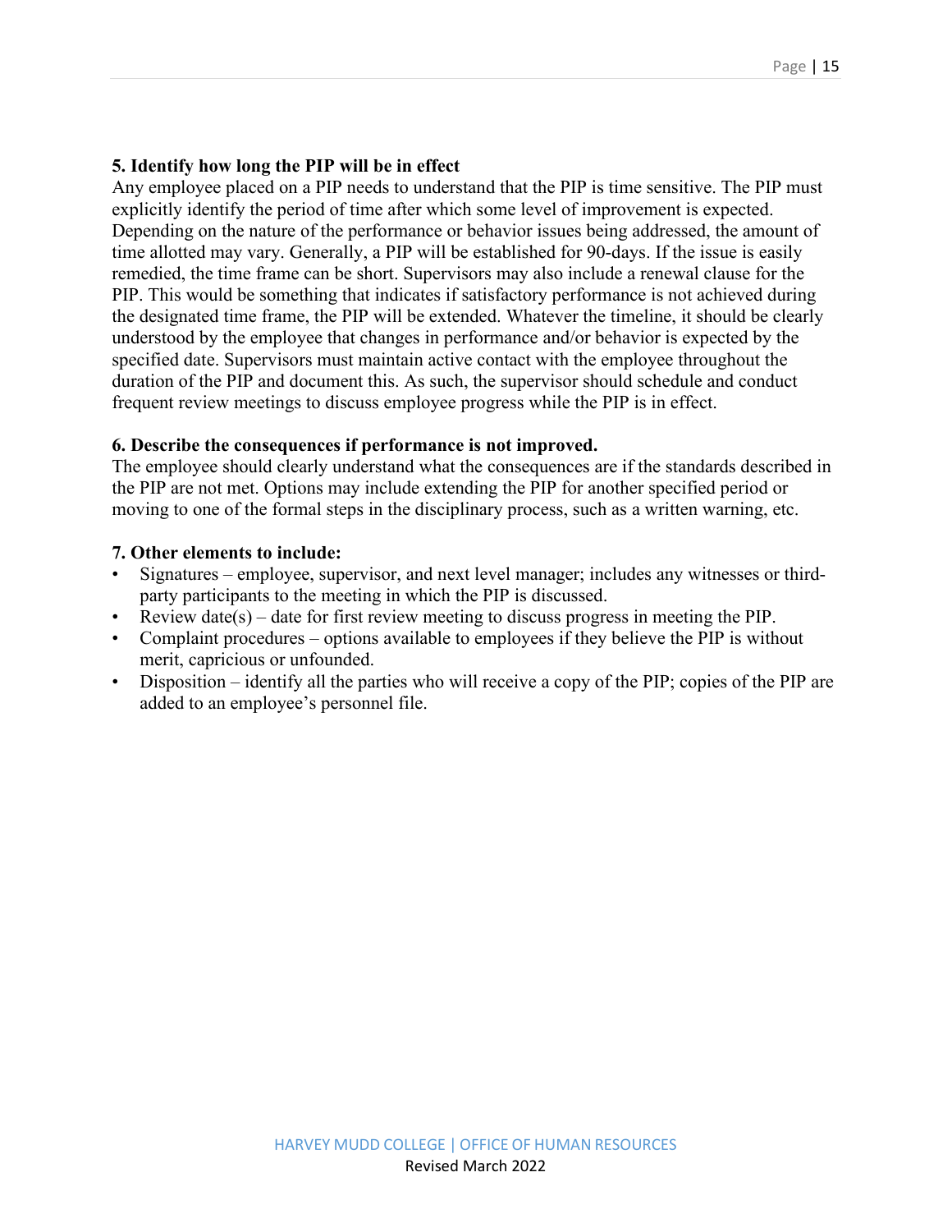**5. Identify how long the PIP will be in effect**

Any employee placed on a PIP needs to understand that the PIP is time sensitive. The PIP must explicitly identify the period of time after which some level of improvement is expected. Depending on the nature of the performance or behavior issues being addressed, the amount of time allotted may vary. Generally, a PIP will be established for 90-days. If the issue is easily remedied, the time frame can be short. Supervisors may also include a renewal clause for the PIP. This would be something that indicates if satisfactory performance is not achieved during the designated time frame, the PIP will be extended. Whatever the timeline, it should be clearly understood by the employee that changes in performance and/or behavior is expected by the specified date. Supervisors must maintain active contact with the employee throughout the duration of the PIP and document this. As such, the supervisor should schedule and conduct frequent review meetings to discuss employee progress while the PIP is in effect.

**6. Describe the consequences if performance is not improved.**

The employee should clearly understand what the consequences are if the standards described in the PIP are not met. Options may include extending the PIP for another specified period or moving to one of the formal steps in the disciplinary process, such as a written warning, etc.

**7. Other elements to include:**

- Signatures – employee, supervisor, and next level manager; includes any witnesses or third-party participants to the meeting in which the PIP is discussed.
- Review date(s) – date for first review meeting to discuss progress in meeting the PIP.
- Complaint procedures – options available to employees if they believe the PIP is without merit, capricious or unfounded.
- Disposition – identify all the parties who will receive a copy of the PIP; copies of the PIP are added to an employee's personnel file.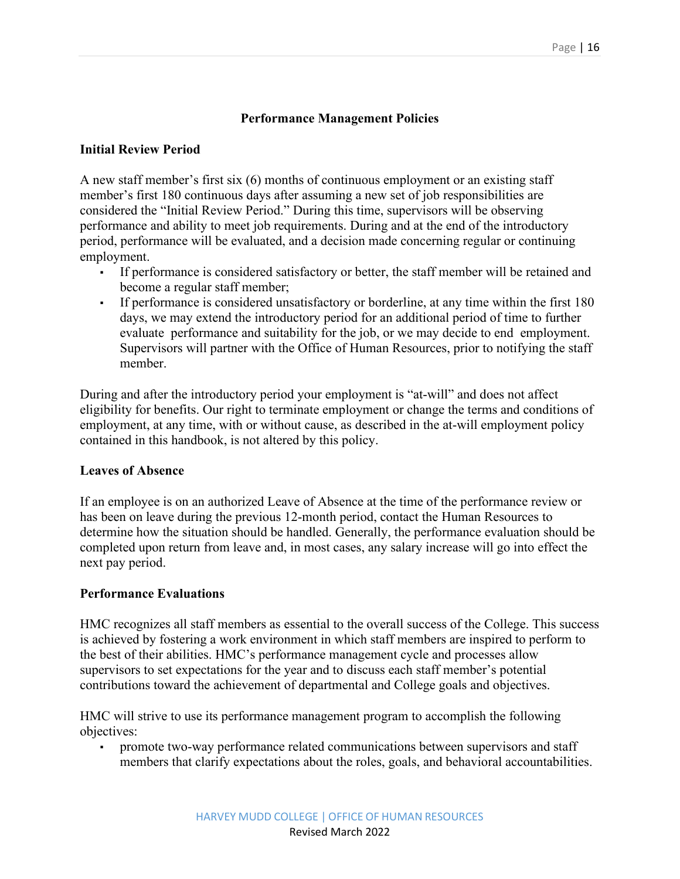## Performance Management Policies

### Initial Review Period

A new staff member's first six (6) months of continuous employment or an existing staff member's first 180 continuous days after assuming a new set of job responsibilities are considered the "Initial Review Period." During this time, supervisors will be observing performance and ability to meet job requirements. During and at the end of the introductory period, performance will be evaluated, and a decision made concerning regular or continuing employment.

- If performance is considered satisfactory or better, the staff member will be retained and become a regular staff member;
- If performance is considered unsatisfactory or borderline, at any time within the first 180 days, we may extend the introductory period for an additional period of time to further evaluate performance and suitability for the job, or we may decide to end employment. Supervisors will partner with the Office of Human Resources, prior to notifying the staff member.

During and after the introductory period your employment is "at-will" and does not affect eligibility for benefits. Our right to terminate employment or change the terms and conditions of employment, at any time, with or without cause, as described in the at-will employment policy contained in this handbook, is not altered by this policy.

### Leaves of Absence

If an employee is on an authorized Leave of Absence at the time of the performance review or has been on leave during the previous 12-month period, contact the Human Resources to determine how the situation should be handled. Generally, the performance evaluation should be completed upon return from leave and, in most cases, any salary increase will go into effect the next pay period.

### Performance Evaluations

HMC recognizes all staff members as essential to the overall success of the College. This success is achieved by fostering a work environment in which staff members are inspired to perform to the best of their abilities. HMC's performance management cycle and processes allow supervisors to set expectations for the year and to discuss each staff member's potential contributions toward the achievement of departmental and College goals and objectives.

HMC will strive to use its performance management program to accomplish the following objectives:

- promote two-way performance related communications between supervisors and staff members that clarify expectations about the roles, goals, and behavioral accountabilities.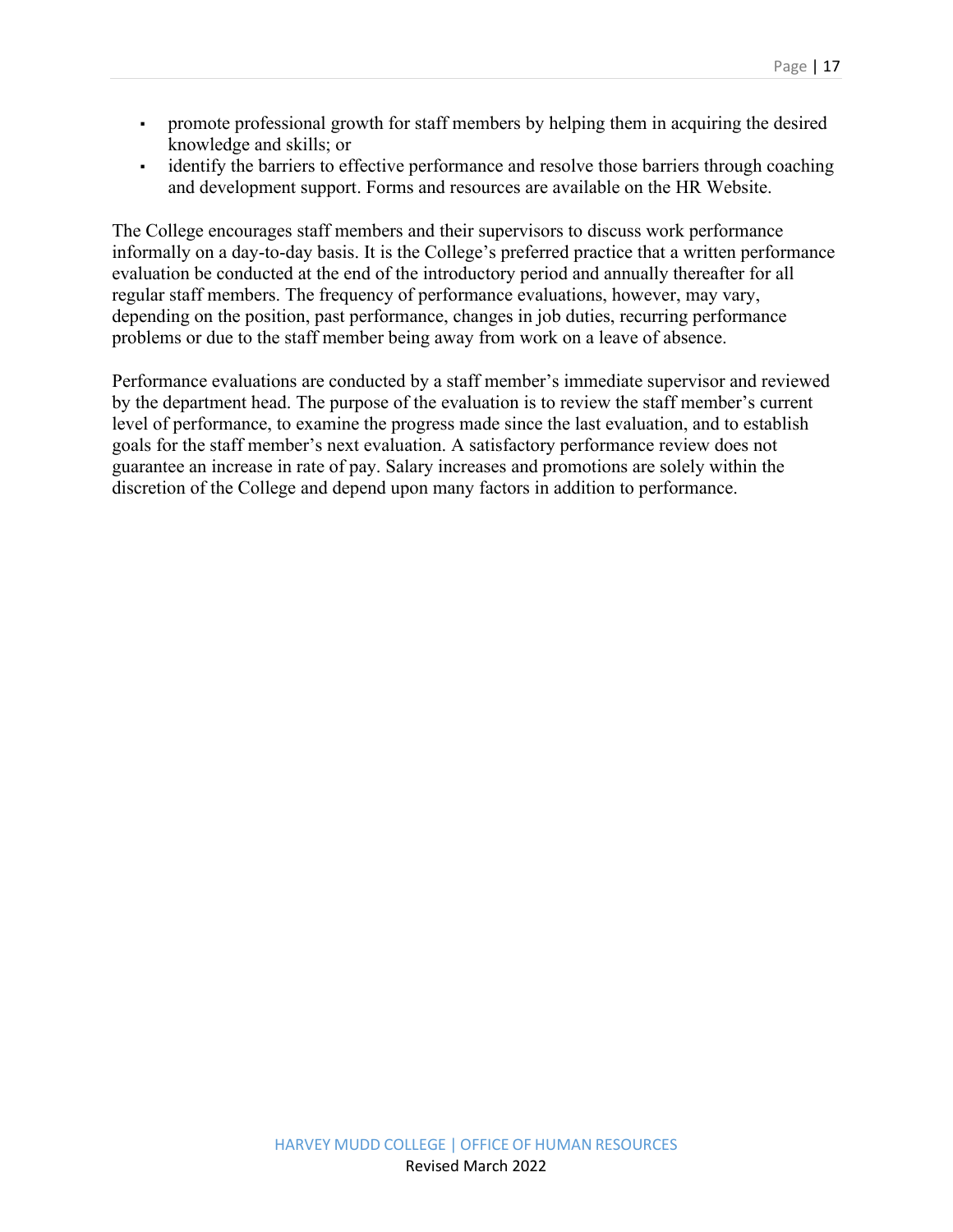- promote professional growth for staff members by helping them in acquiring the desired knowledge and skills; or
- identify the barriers to effective performance and resolve those barriers through coaching and development support. Forms and resources are available on the HR Website.

The College encourages staff members and their supervisors to discuss work performance informally on a day-to-day basis. It is the College's preferred practice that a written performance evaluation be conducted at the end of the introductory period and annually thereafter for all regular staff members. The frequency of performance evaluations, however, may vary, depending on the position, past performance, changes in job duties, recurring performance problems or due to the staff member being away from work on a leave of absence.

Performance evaluations are conducted by a staff member's immediate supervisor and reviewed by the department head. The purpose of the evaluation is to review the staff member's current level of performance, to examine the progress made since the last evaluation, and to establish goals for the staff member's next evaluation. A satisfactory performance review does not guarantee an increase in rate of pay. Salary increases and promotions are solely within the discretion of the College and depend upon many factors in addition to performance.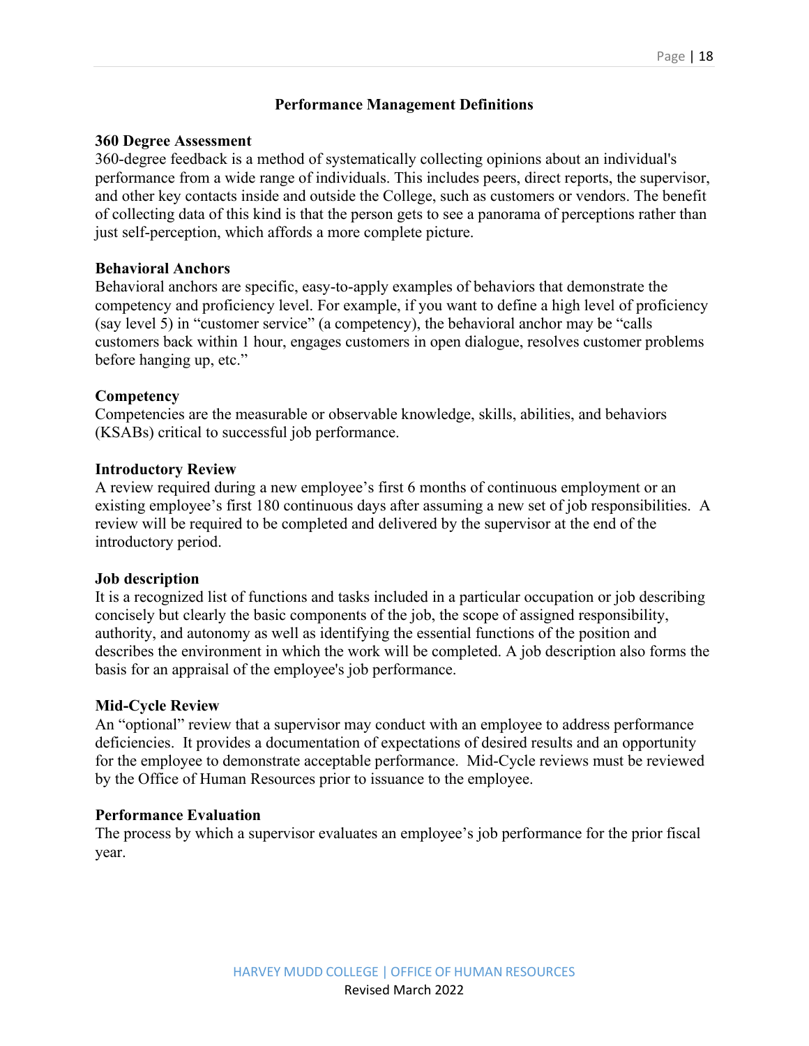## Performance Management Definitions

**360 Degree Assessment**
360-degree feedback is a method of systematically collecting opinions about an individual's performance from a wide range of individuals. This includes peers, direct reports, the supervisor, and other key contacts inside and outside the College, such as customers or vendors. The benefit of collecting data of this kind is that the person gets to see a panorama of perceptions rather than just self-perception, which affords a more complete picture.

**Behavioral Anchors**
Behavioral anchors are specific, easy-to-apply examples of behaviors that demonstrate the competency and proficiency level. For example, if you want to define a high level of proficiency (say level 5) in "customer service" (a competency), the behavioral anchor may be "calls customers back within 1 hour, engages customers in open dialogue, resolves customer problems before hanging up, etc."

**Competency**
Competencies are the measurable or observable knowledge, skills, abilities, and behaviors (KSABs) critical to successful job performance.

**Introductory Review**
A review required during a new employee's first 6 months of continuous employment or an existing employee's first 180 continuous days after assuming a new set of job responsibilities. A review will be required to be completed and delivered by the supervisor at the end of the introductory period.

**Job description**
It is a recognized list of functions and tasks included in a particular occupation or job describing concisely but clearly the basic components of the job, the scope of assigned responsibility, authority, and autonomy as well as identifying the essential functions of the position and describes the environment in which the work will be completed. A job description also forms the basis for an appraisal of the employee's job performance.

**Mid-Cycle Review**
An "optional" review that a supervisor may conduct with an employee to address performance deficiencies. It provides a documentation of expectations of desired results and an opportunity for the employee to demonstrate acceptable performance. Mid-Cycle reviews must be reviewed by the Office of Human Resources prior to issuance to the employee.

**Performance Evaluation**
The process by which a supervisor evaluates an employee's job performance for the prior fiscal year.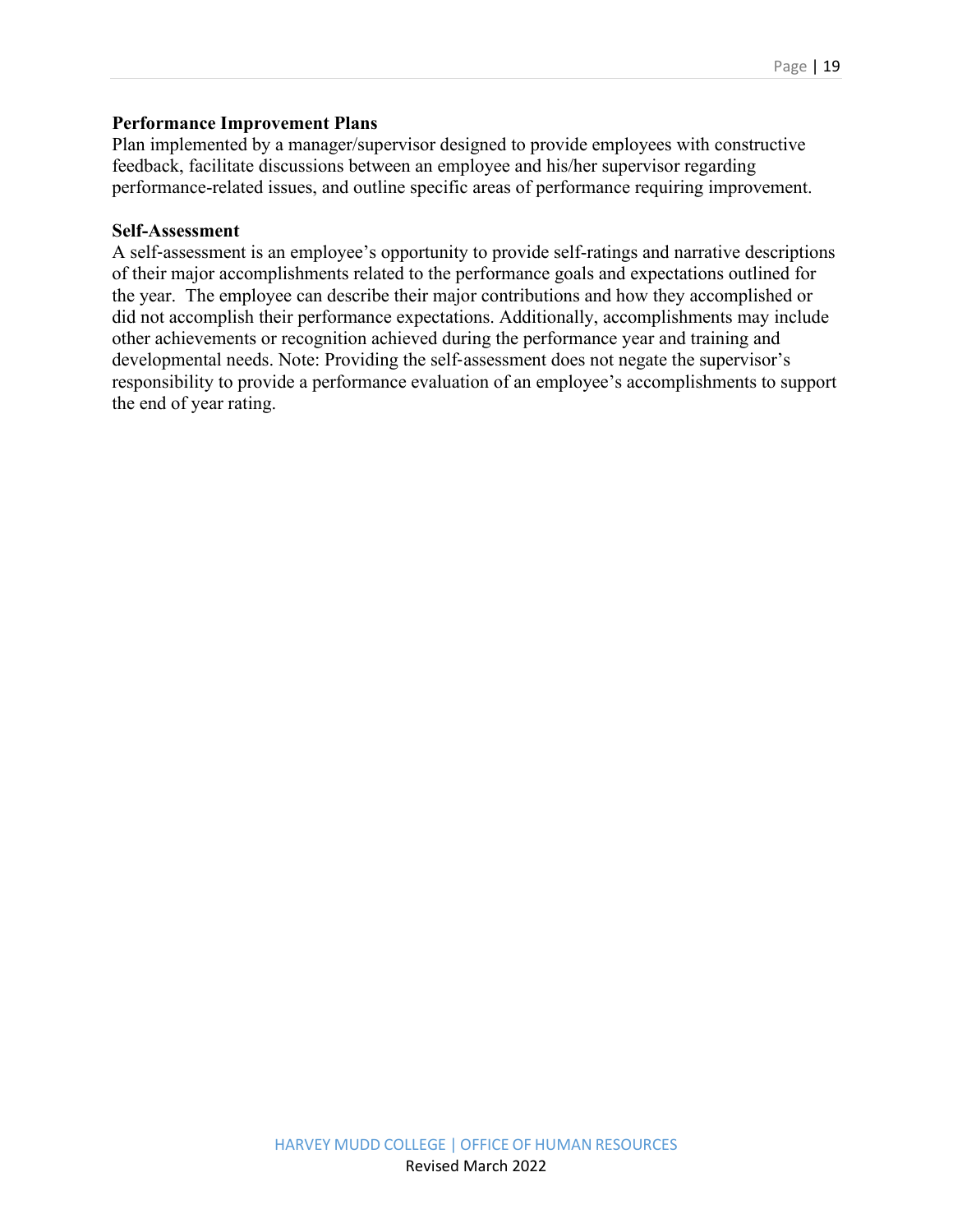**Performance Improvement Plans**

Plan implemented by a manager/supervisor designed to provide employees with constructive feedback, facilitate discussions between an employee and his/her supervisor regarding performance-related issues, and outline specific areas of performance requiring improvement.

**Self-Assessment**

A self-assessment is an employee's opportunity to provide self-ratings and narrative descriptions of their major accomplishments related to the performance goals and expectations outlined for the year. The employee can describe their major contributions and how they accomplished or did not accomplish their performance expectations. Additionally, accomplishments may include other achievements or recognition achieved during the performance year and training and developmental needs. Note: Providing the self-assessment does not negate the supervisor's responsibility to provide a performance evaluation of an employee's accomplishments to support the end of year rating.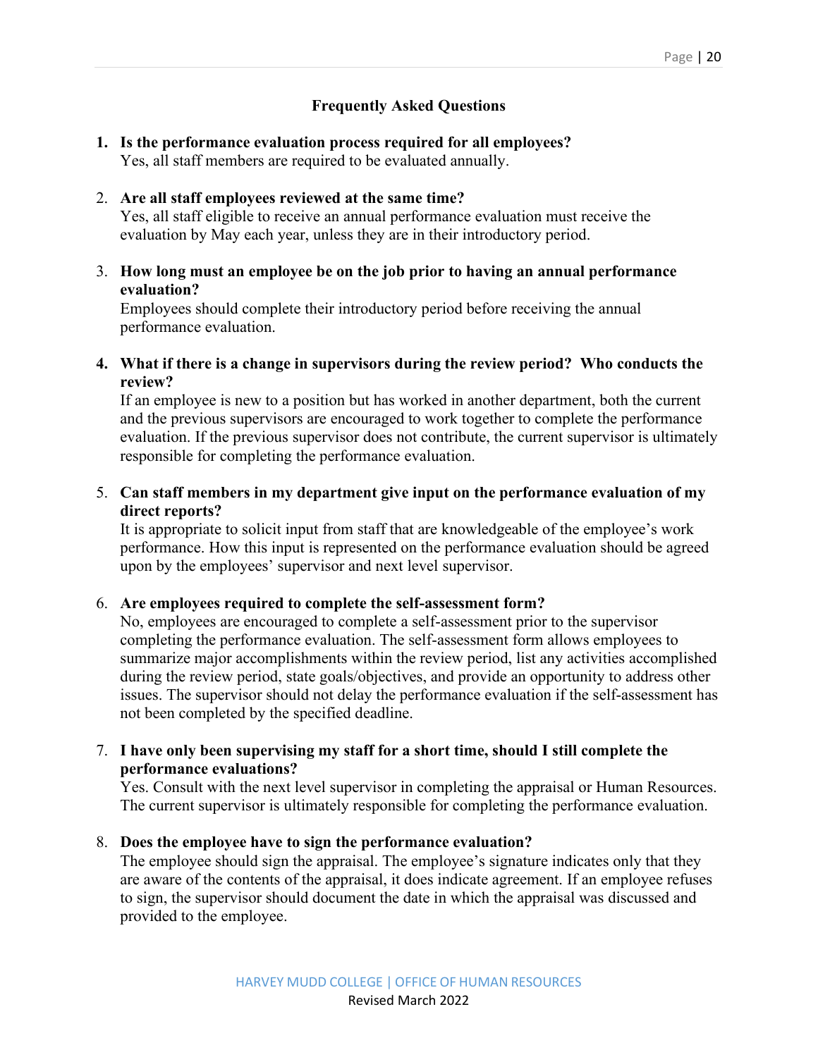## Frequently Asked Questions

1. **Is the performance evaluation process required for all employees?**
   Yes, all staff members are required to be evaluated annually.

2. **Are all staff employees reviewed at the same time?**
   Yes, all staff eligible to receive an annual performance evaluation must receive the evaluation by May each year, unless they are in their introductory period.

3. **How long must an employee be on the job prior to having an annual performance evaluation?**
   Employees should complete their introductory period before receiving the annual performance evaluation.

4. **What if there is a change in supervisors during the review period? Who conducts the review?**
   If an employee is new to a position but has worked in another department, both the current and the previous supervisors are encouraged to work together to complete the performance evaluation. If the previous supervisor does not contribute, the current supervisor is ultimately responsible for completing the performance evaluation.

5. **Can staff members in my department give input on the performance evaluation of my direct reports?**
   It is appropriate to solicit input from staff that are knowledgeable of the employee's work performance. How this input is represented on the performance evaluation should be agreed upon by the employees' supervisor and next level supervisor.

6. **Are employees required to complete the self-assessment form?**
   No, employees are encouraged to complete a self-assessment prior to the supervisor completing the performance evaluation. The self-assessment form allows employees to summarize major accomplishments within the review period, list any activities accomplished during the review period, state goals/objectives, and provide an opportunity to address other issues. The supervisor should not delay the performance evaluation if the self-assessment has not been completed by the specified deadline.

7. **I have only been supervising my staff for a short time, should I still complete the performance evaluations?**
   Yes. Consult with the next level supervisor in completing the appraisal or Human Resources. The current supervisor is ultimately responsible for completing the performance evaluation.

8. **Does the employee have to sign the performance evaluation?**
   The employee should sign the appraisal. The employee's signature indicates only that they are aware of the contents of the appraisal, it does indicate agreement. If an employee refuses to sign, the supervisor should document the date in which the appraisal was discussed and provided to the employee.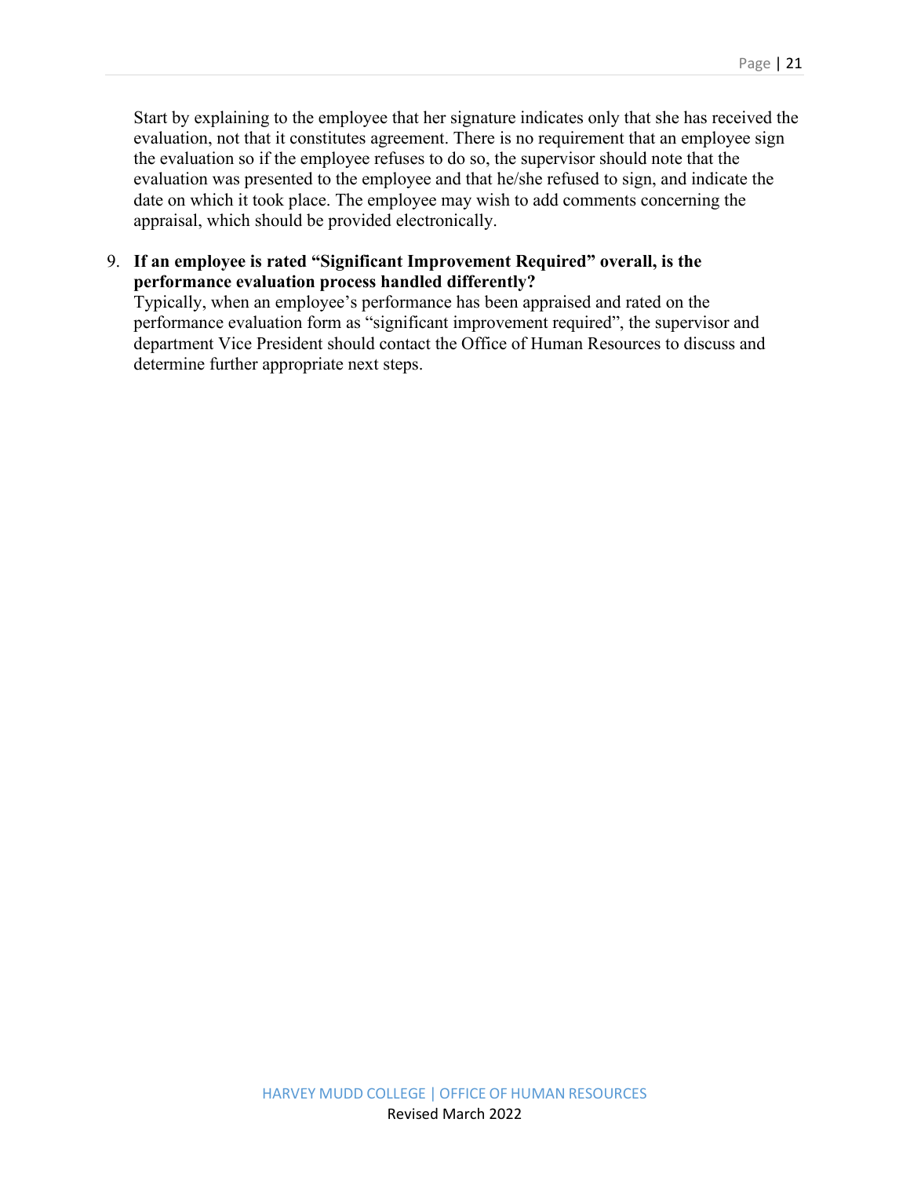Start by explaining to the employee that her signature indicates only that she has received the evaluation, not that it constitutes agreement. There is no requirement that an employee sign the evaluation so if the employee refuses to do so, the supervisor should note that the evaluation was presented to the employee and that he/she refused to sign, and indicate the date on which it took place. The employee may wish to add comments concerning the appraisal, which should be provided electronically.

9. **If an employee is rated "Significant Improvement Required" overall, is the performance evaluation process handled differently?**
   Typically, when an employee's performance has been appraised and rated on the performance evaluation form as "significant improvement required", the supervisor and department Vice President should contact the Office of Human Resources to discuss and determine further appropriate next steps.